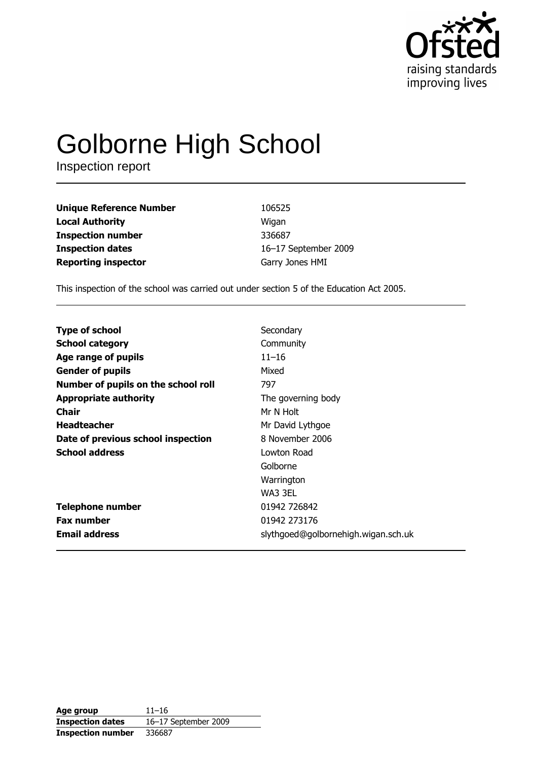Ofsted
raising standards
improving lives

# Golborne High School

Inspection report

| | |
|---|---|
| **Unique Reference Number** | 106525 |
| **Local Authority** | Wigan |
| **Inspection number** | 336687 |
| **Inspection dates** | 16–17 September 2009 |
| **Reporting inspector** | Garry Jones HMI |

This inspection of the school was carried out under section 5 of the Education Act 2005.

| | |
|---|---|
| **Type of school** | Secondary |
| **School category** | Community |
| **Age range of pupils** | 11–16 |
| **Gender of pupils** | Mixed |
| **Number of pupils on the school roll** | 797 |
| **Appropriate authority** | The governing body |
| **Chair** | Mr N Holt |
| **Headteacher** | Mr David Lythgoe |
| **Date of previous school inspection** | 8 November 2006 |
| **School address** | Lowton Road<br>Golborne<br>Warrington<br>WA3 3EL |
| **Telephone number** | 01942 726842 |
| **Fax number** | 01942 273176 |
| **Email address** | slythgoed@golbornehigh.wigan.sch.uk |

| | |
|---|---|
| **Age group** | 11–16 |
| **Inspection dates** | 16–17 September 2009 |
| **Inspection number** | 336687 |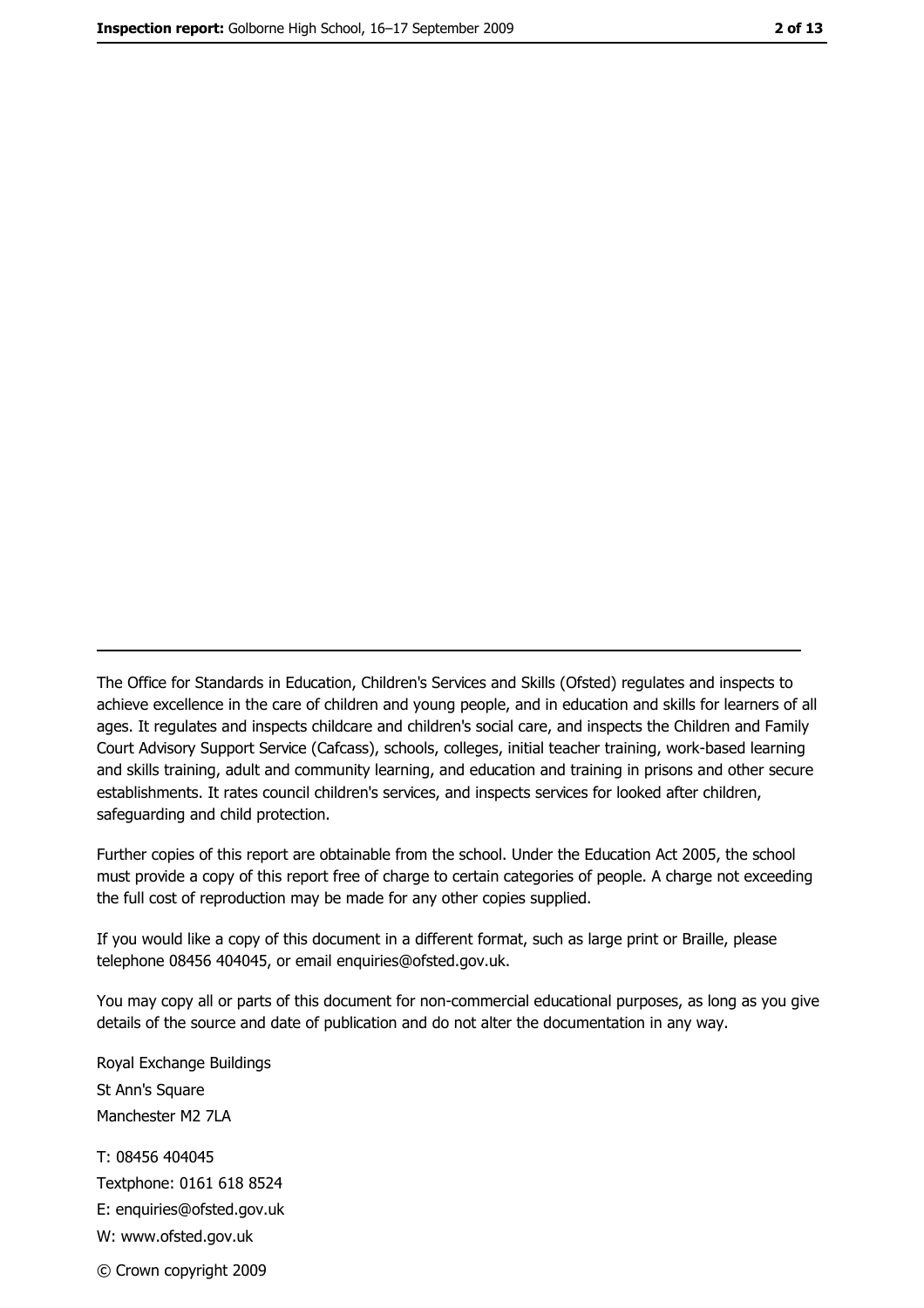The Office for Standards in Education, Children's Services and Skills (Ofsted) regulates and inspects to achieve excellence in the care of children and young people, and in education and skills for learners of all ages. It regulates and inspects childcare and children's social care, and inspects the Children and Family Court Advisory Support Service (Cafcass), schools, colleges, initial teacher training, work-based learning and skills training, adult and community learning, and education and training in prisons and other secure establishments. It rates council children's services, and inspects services for looked after children, safeguarding and child protection.

Further copies of this report are obtainable from the school. Under the Education Act 2005, the school must provide a copy of this report free of charge to certain categories of people. A charge not exceeding the full cost of reproduction may be made for any other copies supplied.

If you would like a copy of this document in a different format, such as large print or Braille, please telephone 08456 404045, or email enquiries@ofsted.gov.uk.

You may copy all or parts of this document for non-commercial educational purposes, as long as you give details of the source and date of publication and do not alter the documentation in any way.

Royal Exchange Buildings
St Ann's Square
Manchester M2 7LA

T: 08456 404045
Textphone: 0161 618 8524
E: enquiries@ofsted.gov.uk
W: www.ofsted.gov.uk

© Crown copyright 2009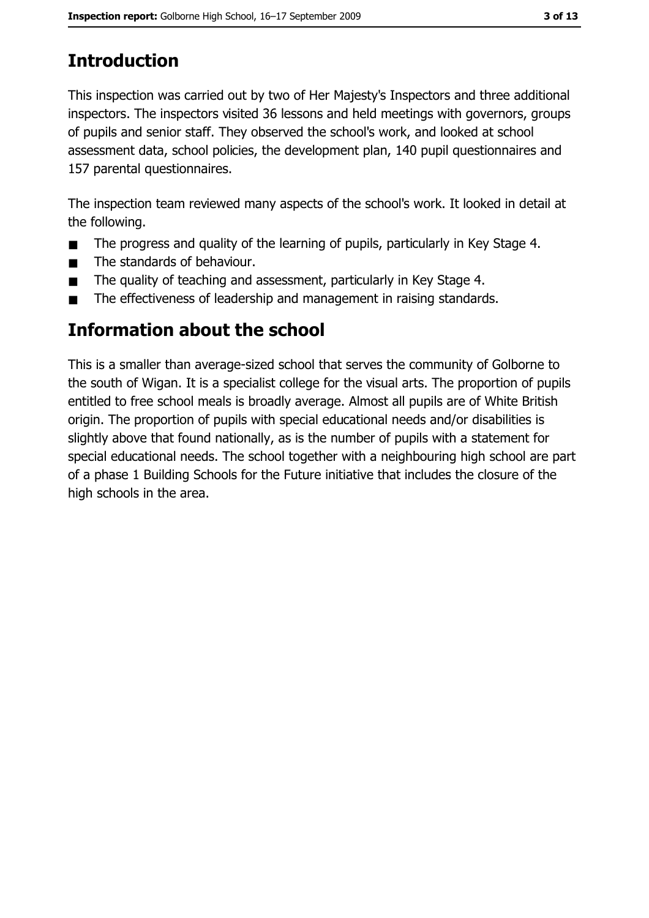# Introduction

This inspection was carried out by two of Her Majesty's Inspectors and three additional inspectors. The inspectors visited 36 lessons and held meetings with governors, groups of pupils and senior staff. They observed the school's work, and looked at school assessment data, school policies, the development plan, 140 pupil questionnaires and 157 parental questionnaires.

The inspection team reviewed many aspects of the school's work. It looked in detail at the following.

- The progress and quality of the learning of pupils, particularly in Key Stage 4.
- The standards of behaviour.
- The quality of teaching and assessment, particularly in Key Stage 4.
- The effectiveness of leadership and management in raising standards.

# Information about the school

This is a smaller than average-sized school that serves the community of Golborne to the south of Wigan. It is a specialist college for the visual arts. The proportion of pupils entitled to free school meals is broadly average. Almost all pupils are of White British origin. The proportion of pupils with special educational needs and/or disabilities is slightly above that found nationally, as is the number of pupils with a statement for special educational needs. The school together with a neighbouring high school are part of a phase 1 Building Schools for the Future initiative that includes the closure of the high schools in the area.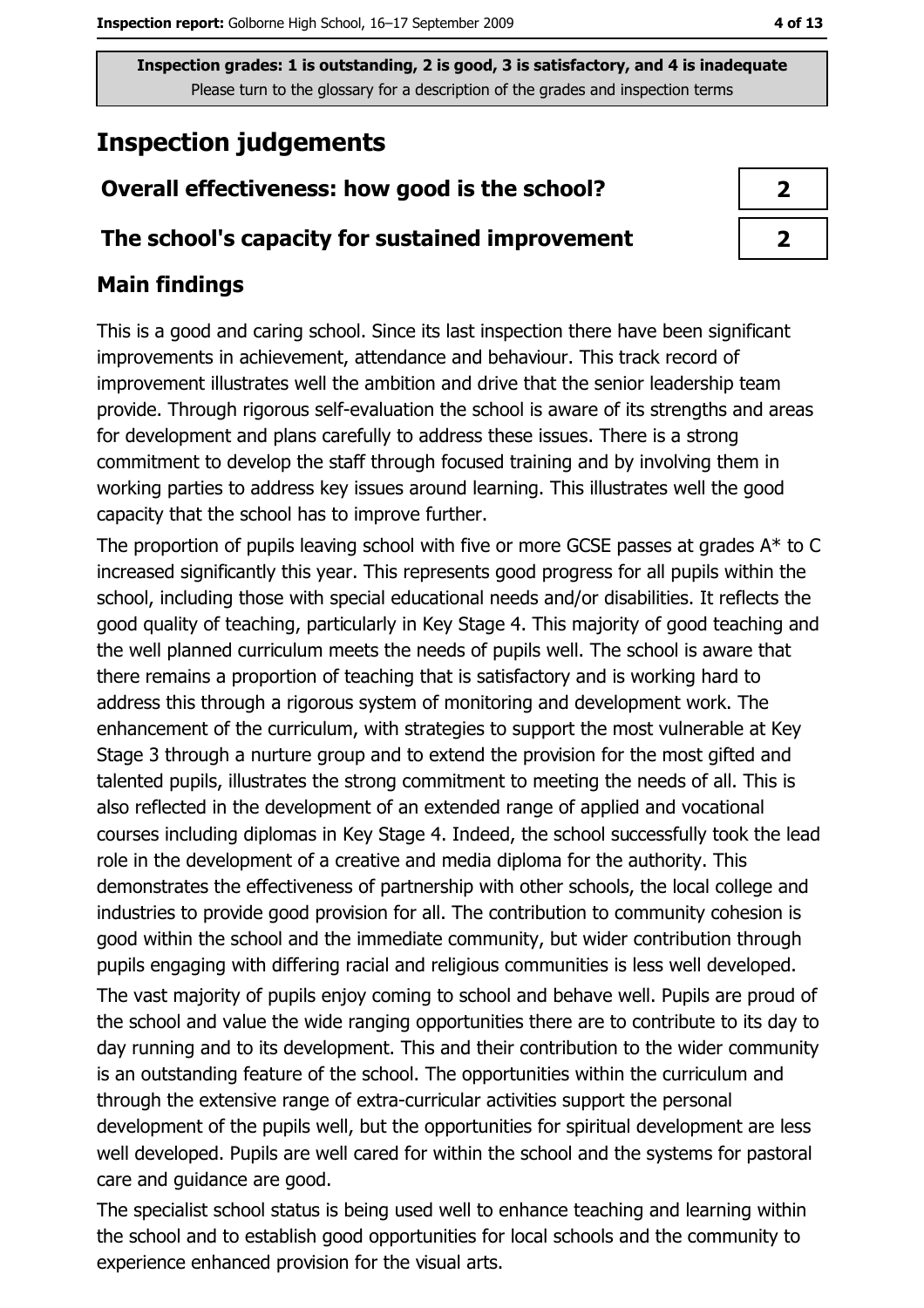Inspection grades: 1 is outstanding, 2 is good, 3 is satisfactory, and 4 is inadequate
Please turn to the glossary for a description of the grades and inspection terms

# Inspection judgements

| | |
|---|---|
| **Overall effectiveness: how good is the school?** | **2** |
| **The school's capacity for sustained improvement** | **2** |

## Main findings

This is a good and caring school. Since its last inspection there have been significant improvements in achievement, attendance and behaviour. This track record of improvement illustrates well the ambition and drive that the senior leadership team provide. Through rigorous self-evaluation the school is aware of its strengths and areas for development and plans carefully to address these issues. There is a strong commitment to develop the staff through focused training and by involving them in working parties to address key issues around learning. This illustrates well the good capacity that the school has to improve further.

The proportion of pupils leaving school with five or more GCSE passes at grades A* to C increased significantly this year. This represents good progress for all pupils within the school, including those with special educational needs and/or disabilities. It reflects the good quality of teaching, particularly in Key Stage 4. This majority of good teaching and the well planned curriculum meets the needs of pupils well. The school is aware that there remains a proportion of teaching that is satisfactory and is working hard to address this through a rigorous system of monitoring and development work. The enhancement of the curriculum, with strategies to support the most vulnerable at Key Stage 3 through a nurture group and to extend the provision for the most gifted and talented pupils, illustrates the strong commitment to meeting the needs of all. This is also reflected in the development of an extended range of applied and vocational courses including diplomas in Key Stage 4. Indeed, the school successfully took the lead role in the development of a creative and media diploma for the authority. This demonstrates the effectiveness of partnership with other schools, the local college and industries to provide good provision for all. The contribution to community cohesion is good within the school and the immediate community, but wider contribution through pupils engaging with differing racial and religious communities is less well developed.

The vast majority of pupils enjoy coming to school and behave well. Pupils are proud of the school and value the wide ranging opportunities there are to contribute to its day to day running and to its development. This and their contribution to the wider community is an outstanding feature of the school. The opportunities within the curriculum and through the extensive range of extra-curricular activities support the personal development of the pupils well, but the opportunities for spiritual development are less well developed. Pupils are well cared for within the school and the systems for pastoral care and guidance are good.

The specialist school status is being used well to enhance teaching and learning within the school and to establish good opportunities for local schools and the community to experience enhanced provision for the visual arts.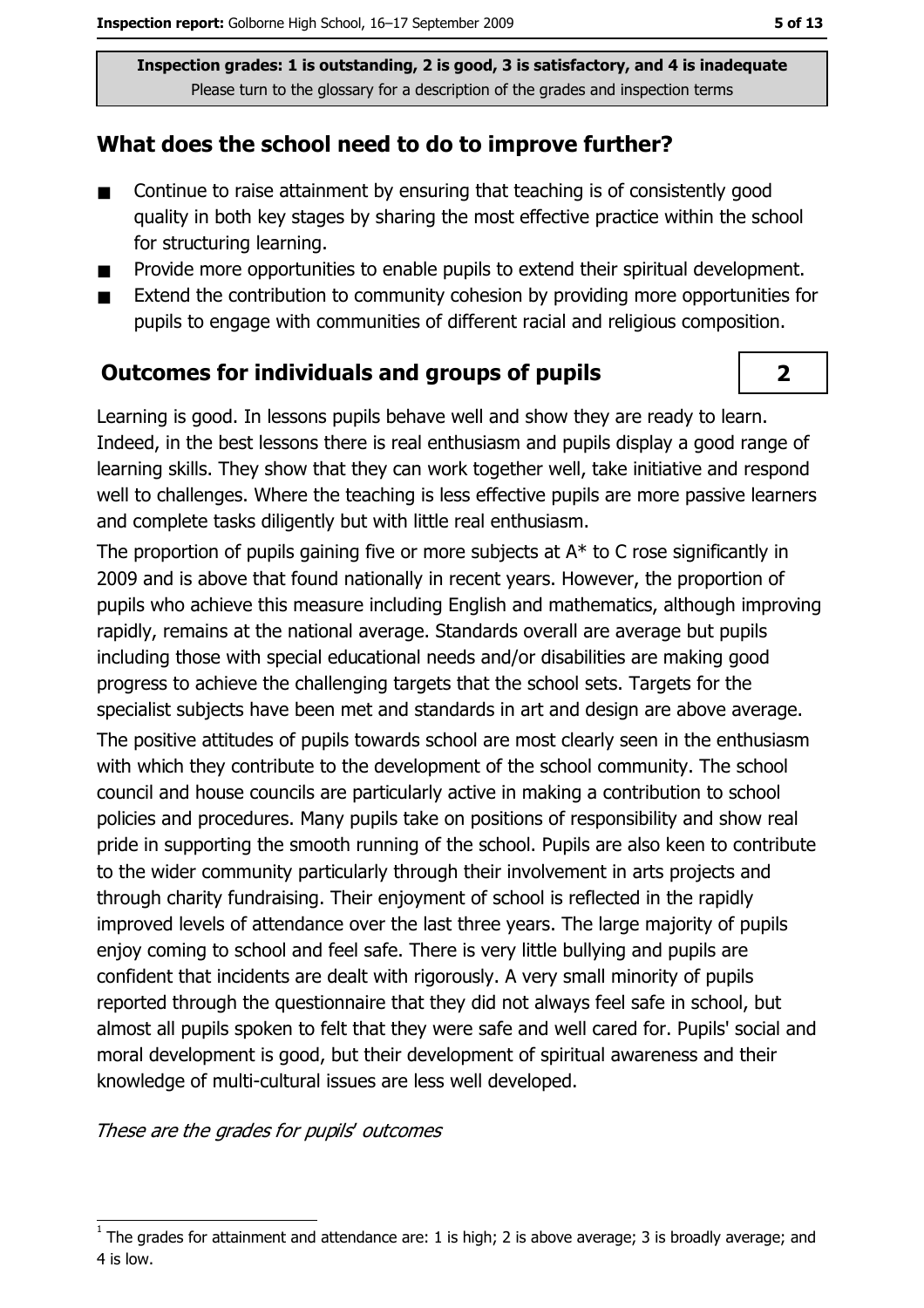Inspection grades: 1 is outstanding, 2 is good, 3 is satisfactory, and 4 is inadequate
Please turn to the glossary for a description of the grades and inspection terms

## What does the school need to do to improve further?

- Continue to raise attainment by ensuring that teaching is of consistently good quality in both key stages by sharing the most effective practice within the school for structuring learning.
- Provide more opportunities to enable pupils to extend their spiritual development.
- Extend the contribution to community cohesion by providing more opportunities for pupils to engage with communities of different racial and religious composition.

## Outcomes for individuals and groups of pupils

**2**

Learning is good. In lessons pupils behave well and show they are ready to learn. Indeed, in the best lessons there is real enthusiasm and pupils display a good range of learning skills. They show that they can work together well, take initiative and respond well to challenges. Where the teaching is less effective pupils are more passive learners and complete tasks diligently but with little real enthusiasm.

The proportion of pupils gaining five or more subjects at A* to C rose significantly in 2009 and is above that found nationally in recent years. However, the proportion of pupils who achieve this measure including English and mathematics, although improving rapidly, remains at the national average. Standards overall are average but pupils including those with special educational needs and/or disabilities are making good progress to achieve the challenging targets that the school sets. Targets for the specialist subjects have been met and standards in art and design are above average.

The positive attitudes of pupils towards school are most clearly seen in the enthusiasm with which they contribute to the development of the school community. The school council and house councils are particularly active in making a contribution to school policies and procedures. Many pupils take on positions of responsibility and show real pride in supporting the smooth running of the school. Pupils are also keen to contribute to the wider community particularly through their involvement in arts projects and through charity fundraising. Their enjoyment of school is reflected in the rapidly improved levels of attendance over the last three years. The large majority of pupils enjoy coming to school and feel safe. There is very little bullying and pupils are confident that incidents are dealt with rigorously. A very small minority of pupils reported through the questionnaire that they did not always feel safe in school, but almost all pupils spoken to felt that they were safe and well cared for. Pupils' social and moral development is good, but their development of spiritual awareness and their knowledge of multi-cultural issues are less well developed.

*These are the grades for pupils' outcomes*

[1] The grades for attainment and attendance are: 1 is high; 2 is above average; 3 is broadly average; and 4 is low.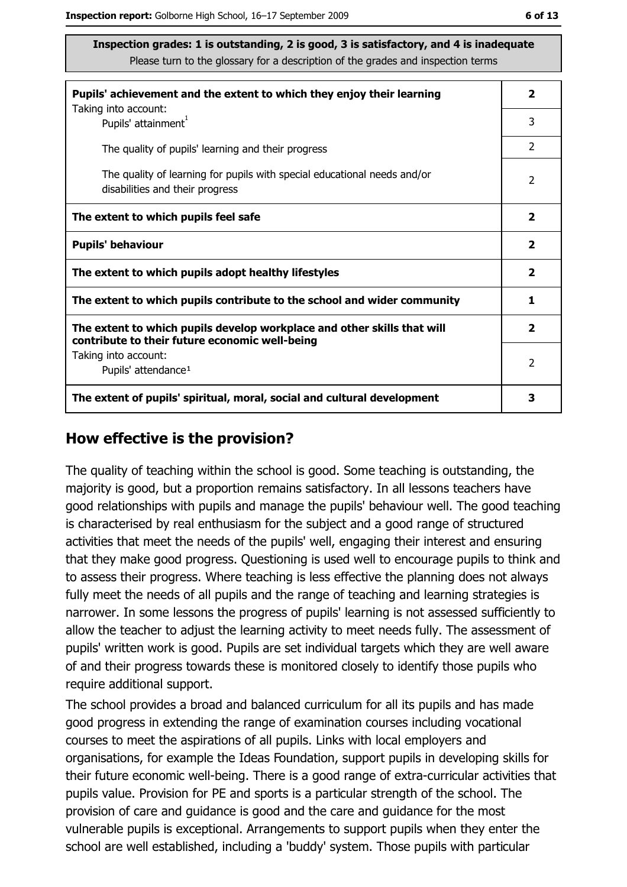**Inspection grades: 1 is outstanding, 2 is good, 3 is satisfactory, and 4 is inadequate**
Please turn to the glossary for a description of the grades and inspection terms

| | |
|---|---|
| **Pupils' achievement and the extent to which they enjoy their learning** Taking into account: | **2** |
| Pupils' attainment[1] | 3 |
| The quality of pupils' learning and their progress | 2 |
| The quality of learning for pupils with special educational needs and/or disabilities and their progress | 2 |
| **The extent to which pupils feel safe** | **2** |
| **Pupils' behaviour** | **2** |
| **The extent to which pupils adopt healthy lifestyles** | **2** |
| **The extent to which pupils contribute to the school and wider community** | **1** |
| **The extent to which pupils develop workplace and other skills that will contribute to their future economic well-being** | **2** |
| Taking into account: Pupils' attendance[1] | 2 |
| **The extent of pupils' spiritual, moral, social and cultural development** | **3** |

## How effective is the provision?

The quality of teaching within the school is good. Some teaching is outstanding, the majority is good, but a proportion remains satisfactory. In all lessons teachers have good relationships with pupils and manage the pupils' behaviour well. The good teaching is characterised by real enthusiasm for the subject and a good range of structured activities that meet the needs of the pupils' well, engaging their interest and ensuring that they make good progress. Questioning is used well to encourage pupils to think and to assess their progress. Where teaching is less effective the planning does not always fully meet the needs of all pupils and the range of teaching and learning strategies is narrower. In some lessons the progress of pupils' learning is not assessed sufficiently to allow the teacher to adjust the learning activity to meet needs fully. The assessment of pupils' written work is good. Pupils are set individual targets which they are well aware of and their progress towards these is monitored closely to identify those pupils who require additional support.

The school provides a broad and balanced curriculum for all its pupils and has made good progress in extending the range of examination courses including vocational courses to meet the aspirations of all pupils. Links with local employers and organisations, for example the Ideas Foundation, support pupils in developing skills for their future economic well-being. There is a good range of extra-curricular activities that pupils value. Provision for PE and sports is a particular strength of the school. The provision of care and guidance is good and the care and guidance for the most vulnerable pupils is exceptional. Arrangements to support pupils when they enter the school are well established, including a 'buddy' system. Those pupils with particular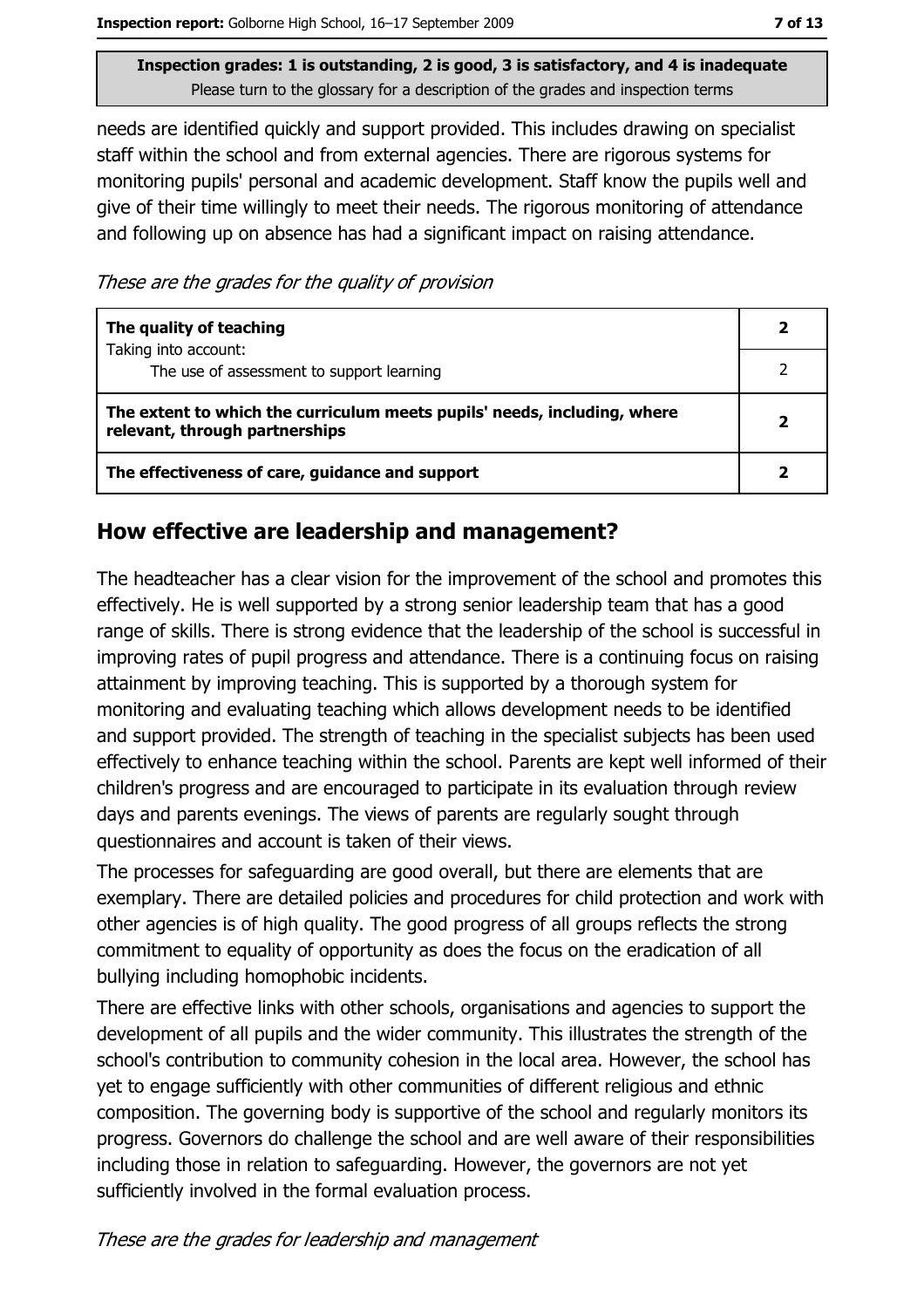Inspection grades: 1 is outstanding, 2 is good, 3 is satisfactory, and 4 is inadequate
Please turn to the glossary for a description of the grades and inspection terms

needs are identified quickly and support provided. This includes drawing on specialist staff within the school and from external agencies. There are rigorous systems for monitoring pupils' personal and academic development. Staff know the pupils well and give of their time willingly to meet their needs. The rigorous monitoring of attendance and following up on absence has had a significant impact on raising attendance.

*These are the grades for the quality of provision*

| | |
|---|---|
| **The quality of teaching**<br>Taking into account:<br>The use of assessment to support learning | **2**<br>2 |
| **The extent to which the curriculum meets pupils' needs, including, where relevant, through partnerships** | **2** |
| **The effectiveness of care, guidance and support** | **2** |

## How effective are leadership and management?

The headteacher has a clear vision for the improvement of the school and promotes this effectively. He is well supported by a strong senior leadership team that has a good range of skills. There is strong evidence that the leadership of the school is successful in improving rates of pupil progress and attendance. There is a continuing focus on raising attainment by improving teaching. This is supported by a thorough system for monitoring and evaluating teaching which allows development needs to be identified and support provided. The strength of teaching in the specialist subjects has been used effectively to enhance teaching within the school. Parents are kept well informed of their children's progress and are encouraged to participate in its evaluation through review days and parents evenings. The views of parents are regularly sought through questionnaires and account is taken of their views.

The processes for safeguarding are good overall, but there are elements that are exemplary. There are detailed policies and procedures for child protection and work with other agencies is of high quality. The good progress of all groups reflects the strong commitment to equality of opportunity as does the focus on the eradication of all bullying including homophobic incidents.

There are effective links with other schools, organisations and agencies to support the development of all pupils and the wider community. This illustrates the strength of the school's contribution to community cohesion in the local area. However, the school has yet to engage sufficiently with other communities of different religious and ethnic composition. The governing body is supportive of the school and regularly monitors its progress. Governors do challenge the school and are well aware of their responsibilities including those in relation to safeguarding. However, the governors are not yet sufficiently involved in the formal evaluation process.

*These are the grades for leadership and management*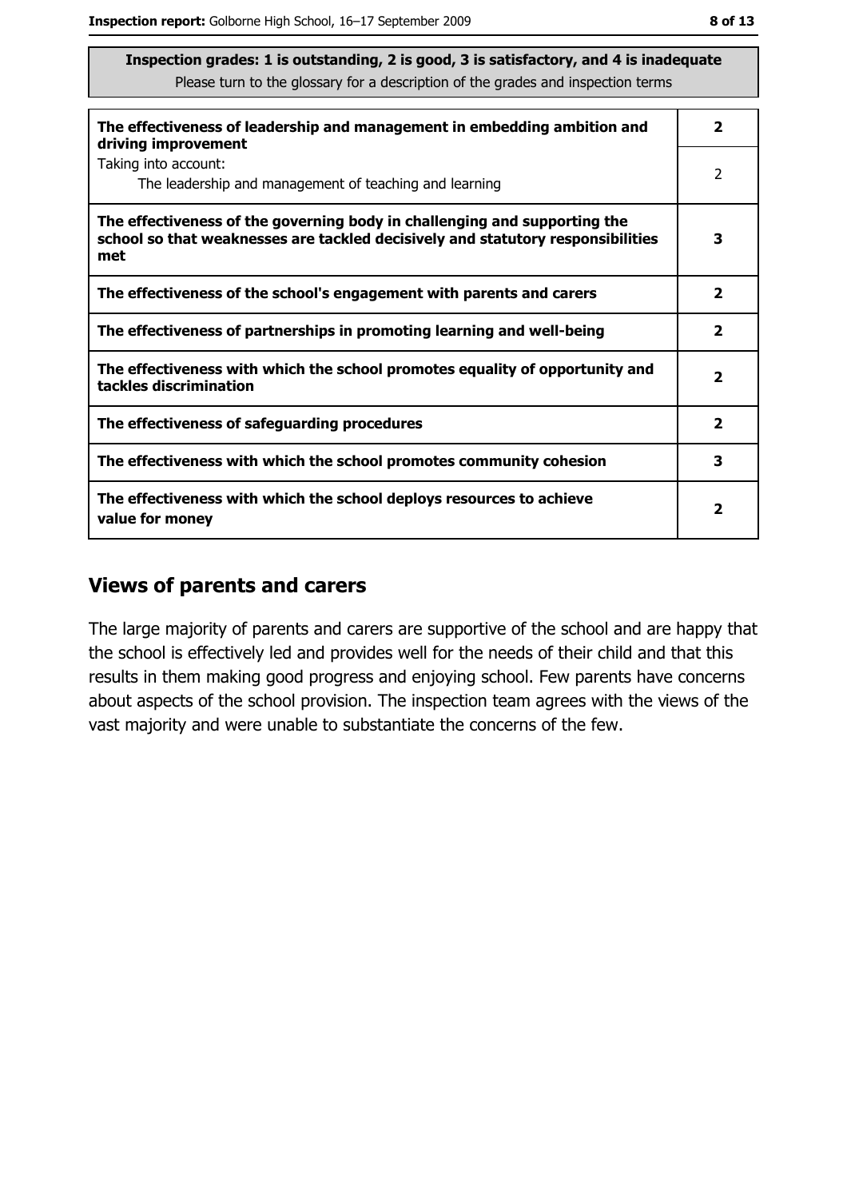**Inspection grades: 1 is outstanding, 2 is good, 3 is satisfactory, and 4 is inadequate**
Please turn to the glossary for a description of the grades and inspection terms

| | |
|---|---|
| **The effectiveness of leadership and management in embedding ambition and driving improvement** | **2** |
| Taking into account: The leadership and management of teaching and learning | 2 |
| **The effectiveness of the governing body in challenging and supporting the school so that weaknesses are tackled decisively and statutory responsibilities met** | **3** |
| **The effectiveness of the school's engagement with parents and carers** | **2** |
| **The effectiveness of partnerships in promoting learning and well-being** | **2** |
| **The effectiveness with which the school promotes equality of opportunity and tackles discrimination** | **2** |
| **The effectiveness of safeguarding procedures** | **2** |
| **The effectiveness with which the school promotes community cohesion** | **3** |
| **The effectiveness with which the school deploys resources to achieve value for money** | **2** |

## Views of parents and carers

The large majority of parents and carers are supportive of the school and are happy that the school is effectively led and provides well for the needs of their child and that this results in them making good progress and enjoying school. Few parents have concerns about aspects of the school provision. The inspection team agrees with the views of the vast majority and were unable to substantiate the concerns of the few.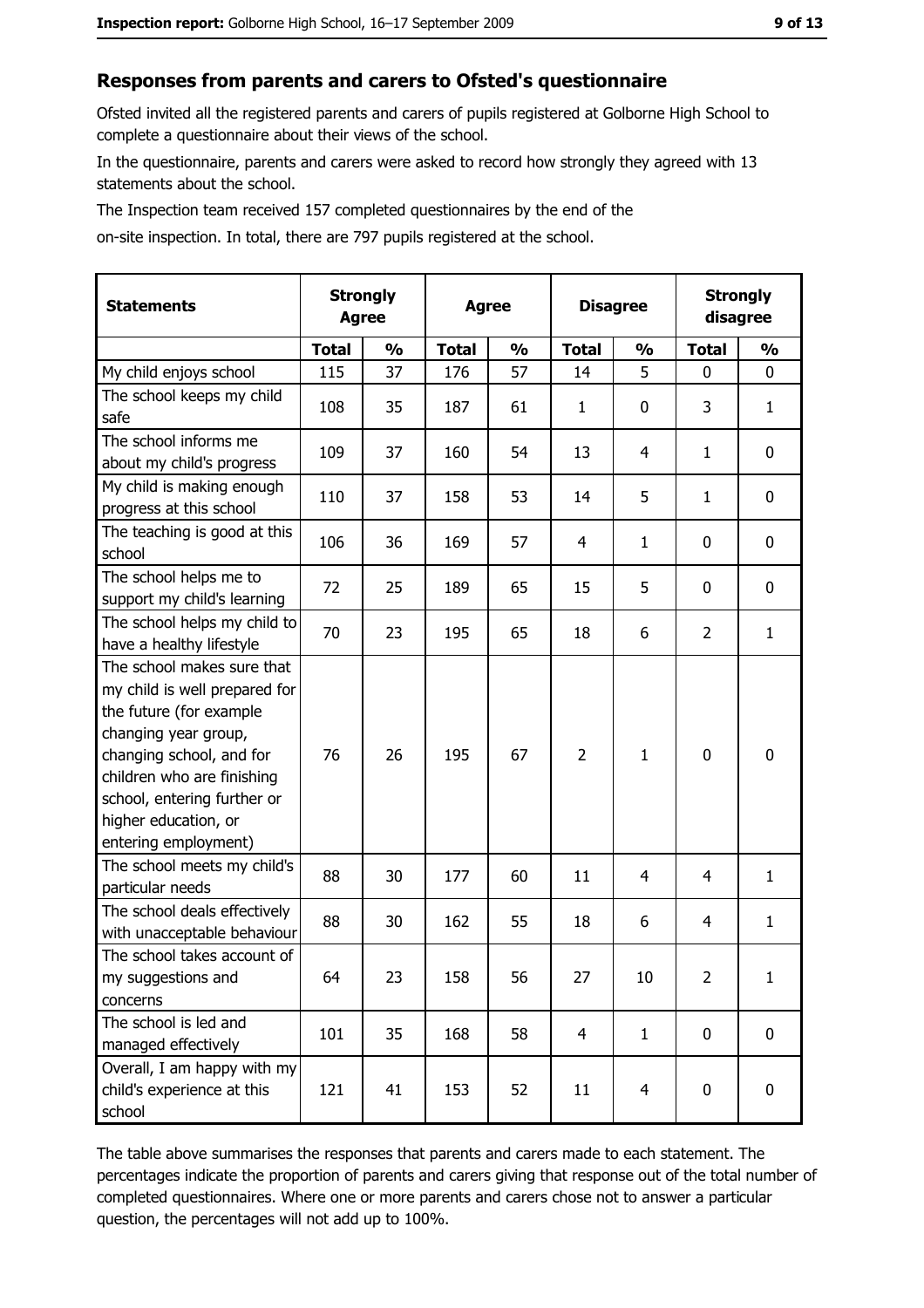## Responses from parents and carers to Ofsted's questionnaire

Ofsted invited all the registered parents and carers of pupils registered at Golborne High School to complete a questionnaire about their views of the school.

In the questionnaire, parents and carers were asked to record how strongly they agreed with 13 statements about the school.

The Inspection team received 157 completed questionnaires by the end of the on-site inspection. In total, there are 797 pupils registered at the school.

| Statements | Strongly Agree | | Agree | | Disagree | | Strongly disagree | |
|---|---|---|---|---|---|---|---|---|
| | Total | % | Total | % | Total | % | Total | % |
| My child enjoys school | 115 | 37 | 176 | 57 | 14 | 5 | 0 | 0 |
| The school keeps my child safe | 108 | 35 | 187 | 61 | 1 | 0 | 3 | 1 |
| The school informs me about my child's progress | 109 | 37 | 160 | 54 | 13 | 4 | 1 | 0 |
| My child is making enough progress at this school | 110 | 37 | 158 | 53 | 14 | 5 | 1 | 0 |
| The teaching is good at this school | 106 | 36 | 169 | 57 | 4 | 1 | 0 | 0 |
| The school helps me to support my child's learning | 72 | 25 | 189 | 65 | 15 | 5 | 0 | 0 |
| The school helps my child to have a healthy lifestyle | 70 | 23 | 195 | 65 | 18 | 6 | 2 | 1 |
| The school makes sure that my child is well prepared for the future (for example changing year group, changing school, and for children who are finishing school, entering further or higher education, or entering employment) | 76 | 26 | 195 | 67 | 2 | 1 | 0 | 0 |
| The school meets my child's particular needs | 88 | 30 | 177 | 60 | 11 | 4 | 4 | 1 |
| The school deals effectively with unacceptable behaviour | 88 | 30 | 162 | 55 | 18 | 6 | 4 | 1 |
| The school takes account of my suggestions and concerns | 64 | 23 | 158 | 56 | 27 | 10 | 2 | 1 |
| The school is led and managed effectively | 101 | 35 | 168 | 58 | 4 | 1 | 0 | 0 |
| Overall, I am happy with my child's experience at this school | 121 | 41 | 153 | 52 | 11 | 4 | 0 | 0 |

The table above summarises the responses that parents and carers made to each statement. The percentages indicate the proportion of parents and carers giving that response out of the total number of completed questionnaires. Where one or more parents and carers chose not to answer a particular question, the percentages will not add up to 100%.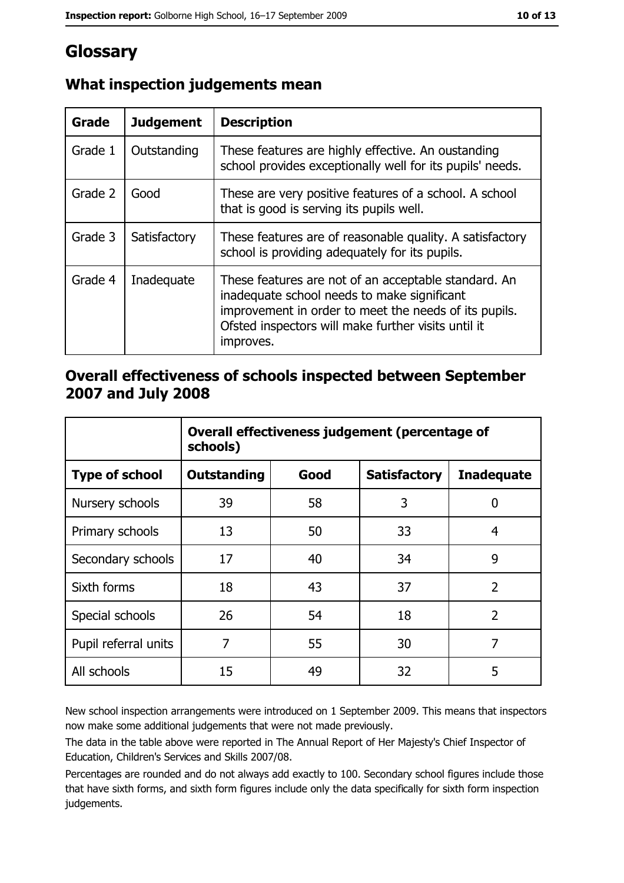# Glossary

## What inspection judgements mean

| Grade | Judgement | Description |
| --- | --- | --- |
| Grade 1 | Outstanding | These features are highly effective. An oustanding school provides exceptionally well for its pupils' needs. |
| Grade 2 | Good | These are very positive features of a school. A school that is good is serving its pupils well. |
| Grade 3 | Satisfactory | These features are of reasonable quality. A satisfactory school is providing adequately for its pupils. |
| Grade 4 | Inadequate | These features are not of an acceptable standard. An inadequate school needs to make significant improvement in order to meet the needs of its pupils. Ofsted inspectors will make further visits until it improves. |

## Overall effectiveness of schools inspected between September 2007 and July 2008

| | Overall effectiveness judgement (percentage of schools) | | | |
| --- | --- | --- | --- | --- |
| **Type of school** | **Outstanding** | **Good** | **Satisfactory** | **Inadequate** |
| Nursery schools | 39 | 58 | 3 | 0 |
| Primary schools | 13 | 50 | 33 | 4 |
| Secondary schools | 17 | 40 | 34 | 9 |
| Sixth forms | 18 | 43 | 37 | 2 |
| Special schools | 26 | 54 | 18 | 2 |
| Pupil referral units | 7 | 55 | 30 | 7 |
| All schools | 15 | 49 | 32 | 5 |

New school inspection arrangements were introduced on 1 September 2009. This means that inspectors now make some additional judgements that were not made previously.

The data in the table above were reported in The Annual Report of Her Majesty's Chief Inspector of Education, Children's Services and Skills 2007/08.

Percentages are rounded and do not always add exactly to 100. Secondary school figures include those that have sixth forms, and sixth form figures include only the data specifically for sixth form inspection judgements.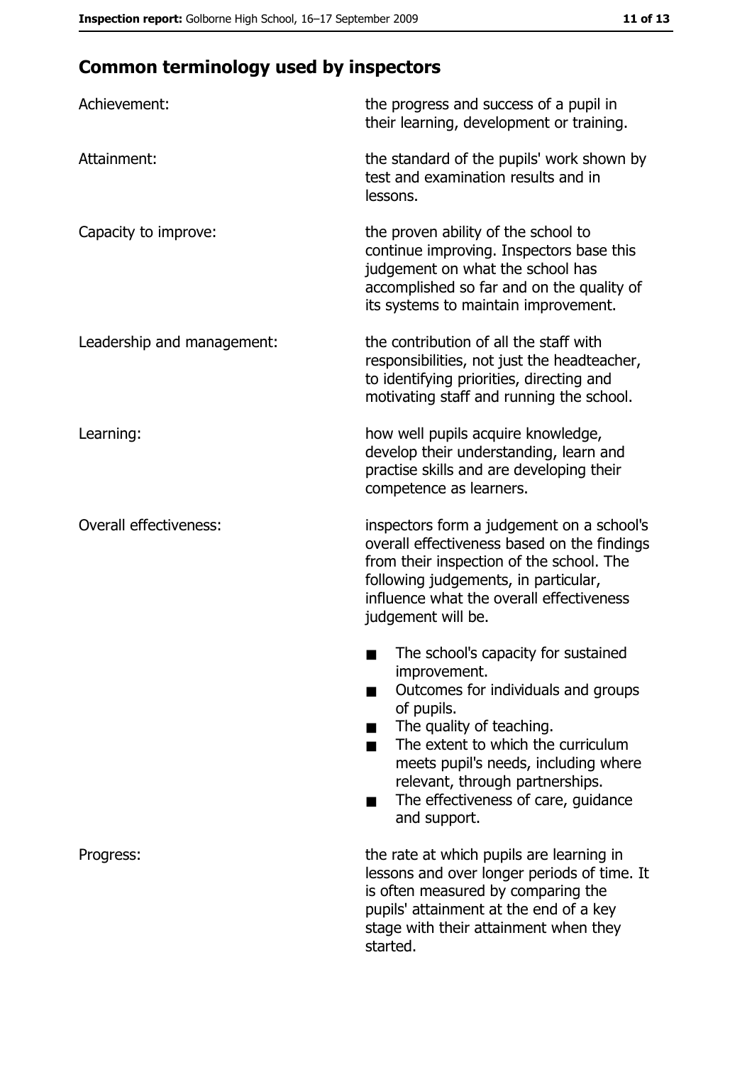## Common terminology used by inspectors

| | |
|---|---|
| Achievement: | the progress and success of a pupil in their learning, development or training. |
| Attainment: | the standard of the pupils' work shown by test and examination results and in lessons. |
| Capacity to improve: | the proven ability of the school to continue improving. Inspectors base this judgement on what the school has accomplished so far and on the quality of its systems to maintain improvement. |
| Leadership and management: | the contribution of all the staff with responsibilities, not just the headteacher, to identifying priorities, directing and motivating staff and running the school. |
| Learning: | how well pupils acquire knowledge, develop their understanding, learn and practise skills and are developing their competence as learners. |
| Overall effectiveness: | inspectors form a judgement on a school's overall effectiveness based on the findings from their inspection of the school. The following judgements, in particular, influence what the overall effectiveness judgement will be. <br>■ The school's capacity for sustained improvement.<br>■ Outcomes for individuals and groups of pupils.<br>■ The quality of teaching.<br>■ The extent to which the curriculum meets pupil's needs, including where relevant, through partnerships.<br>■ The effectiveness of care, guidance and support. |
| Progress: | the rate at which pupils are learning in lessons and over longer periods of time. It is often measured by comparing the pupils' attainment at the end of a key stage with their attainment when they started. |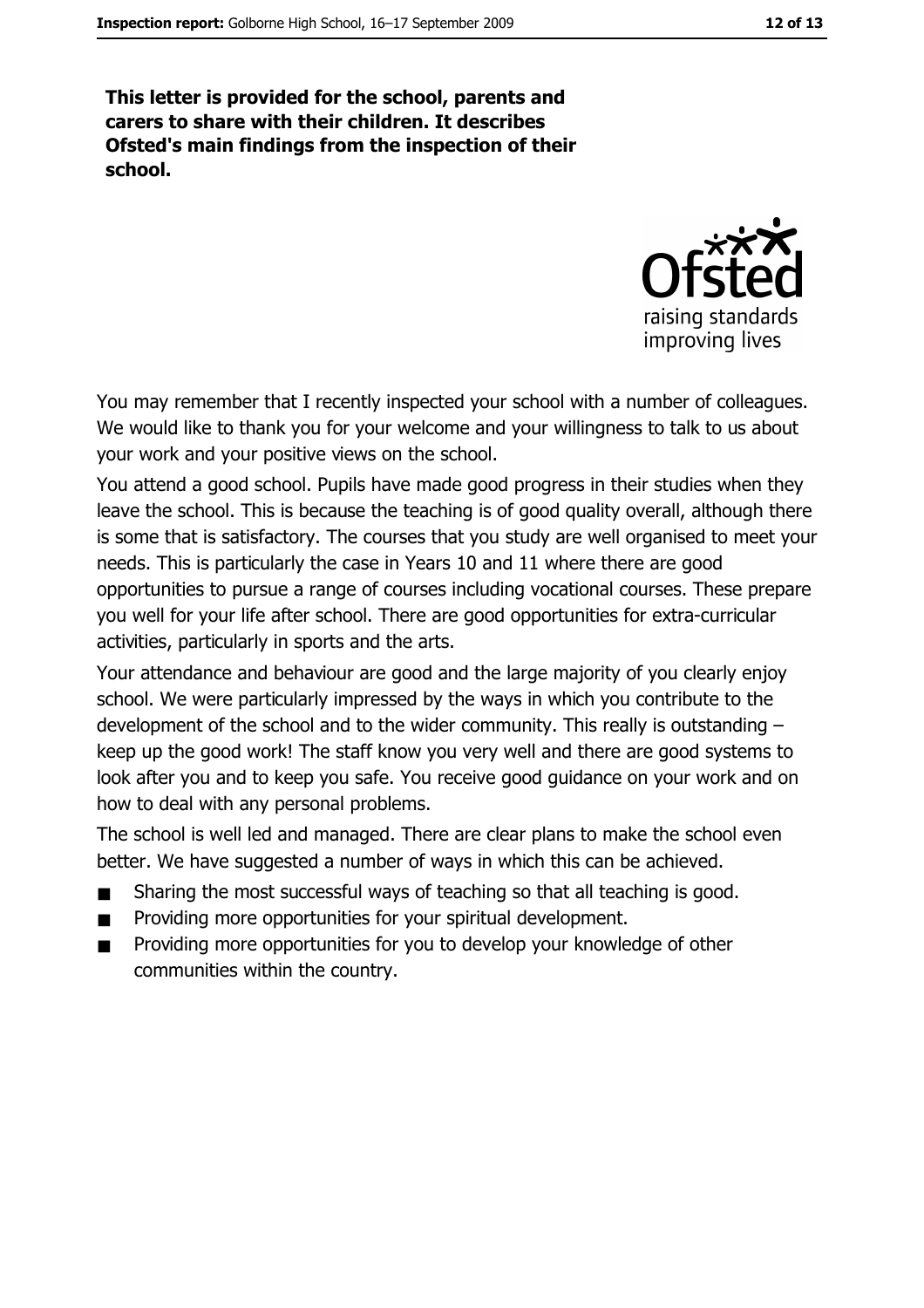**This letter is provided for the school, parents and carers to share with their children. It describes Ofsted's main findings from the inspection of their school.**

You may remember that I recently inspected your school with a number of colleagues. We would like to thank you for your welcome and your willingness to talk to us about your work and your positive views on the school.

You attend a good school. Pupils have made good progress in their studies when they leave the school. This is because the teaching is of good quality overall, although there is some that is satisfactory. The courses that you study are well organised to meet your needs. This is particularly the case in Years 10 and 11 where there are good opportunities to pursue a range of courses including vocational courses. These prepare you well for your life after school. There are good opportunities for extra-curricular activities, particularly in sports and the arts.

Your attendance and behaviour are good and the large majority of you clearly enjoy school. We were particularly impressed by the ways in which you contribute to the development of the school and to the wider community. This really is outstanding – keep up the good work! The staff know you very well and there are good systems to look after you and to keep you safe. You receive good guidance on your work and on how to deal with any personal problems.

The school is well led and managed. There are clear plans to make the school even better. We have suggested a number of ways in which this can be achieved.

- Sharing the most successful ways of teaching so that all teaching is good.
- Providing more opportunities for your spiritual development.
- Providing more opportunities for you to develop your knowledge of other communities within the country.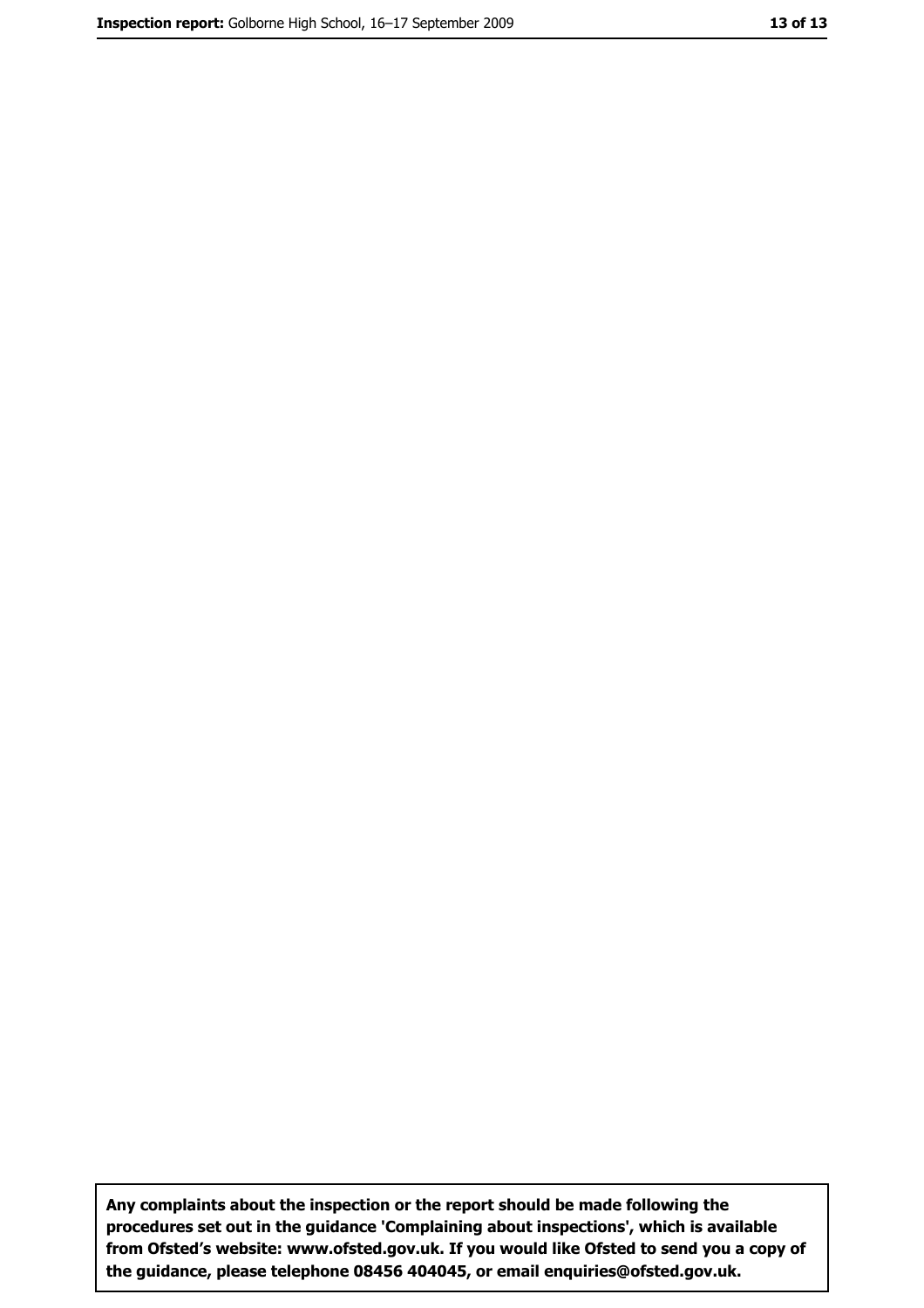**Any complaints about the inspection or the report should be made following the procedures set out in the guidance 'Complaining about inspections', which is available from Ofsted's website: www.ofsted.gov.uk. If you would like Ofsted to send you a copy of the guidance, please telephone 08456 404045, or email enquiries@ofsted.gov.uk.**